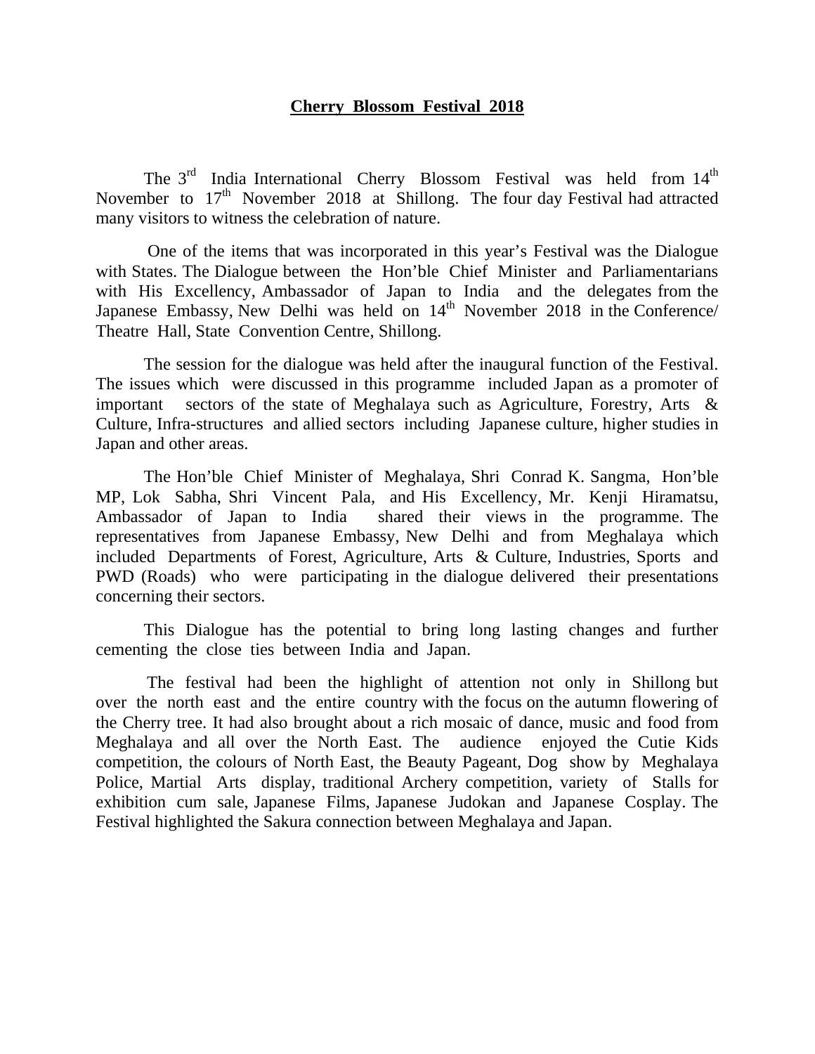# Cherry Blossom Festival 2018

The 3rd India International Cherry Blossom Festival was held from 14th November to 17th November 2018 at Shillong. The four day Festival had attracted many visitors to witness the celebration of nature.

One of the items that was incorporated in this year's Festival was the Dialogue with States. The Dialogue between the Hon'ble Chief Minister and Parliamentarians with His Excellency, Ambassador of Japan to India and the delegates from the Japanese Embassy, New Delhi was held on 14th November 2018 in the Conference/ Theatre Hall, State Convention Centre, Shillong.

The session for the dialogue was held after the inaugural function of the Festival. The issues which were discussed in this programme included Japan as a promoter of important sectors of the state of Meghalaya such as Agriculture, Forestry, Arts & Culture, Infra-structures and allied sectors including Japanese culture, higher studies in Japan and other areas.

The Hon'ble Chief Minister of Meghalaya, Shri Conrad K. Sangma, Hon'ble MP, Lok Sabha, Shri Vincent Pala, and His Excellency, Mr. Kenji Hiramatsu, Ambassador of Japan to India shared their views in the programme. The representatives from Japanese Embassy, New Delhi and from Meghalaya which included Departments of Forest, Agriculture, Arts & Culture, Industries, Sports and PWD (Roads) who were participating in the dialogue delivered their presentations concerning their sectors.

This Dialogue has the potential to bring long lasting changes and further cementing the close ties between India and Japan.

The festival had been the highlight of attention not only in Shillong but over the north east and the entire country with the focus on the autumn flowering of the Cherry tree. It had also brought about a rich mosaic of dance, music and food from Meghalaya and all over the North East. The audience enjoyed the Cutie Kids competition, the colours of North East, the Beauty Pageant, Dog show by Meghalaya Police, Martial Arts display, traditional Archery competition, variety of Stalls for exhibition cum sale, Japanese Films, Japanese Judokan and Japanese Cosplay. The Festival highlighted the Sakura connection between Meghalaya and Japan.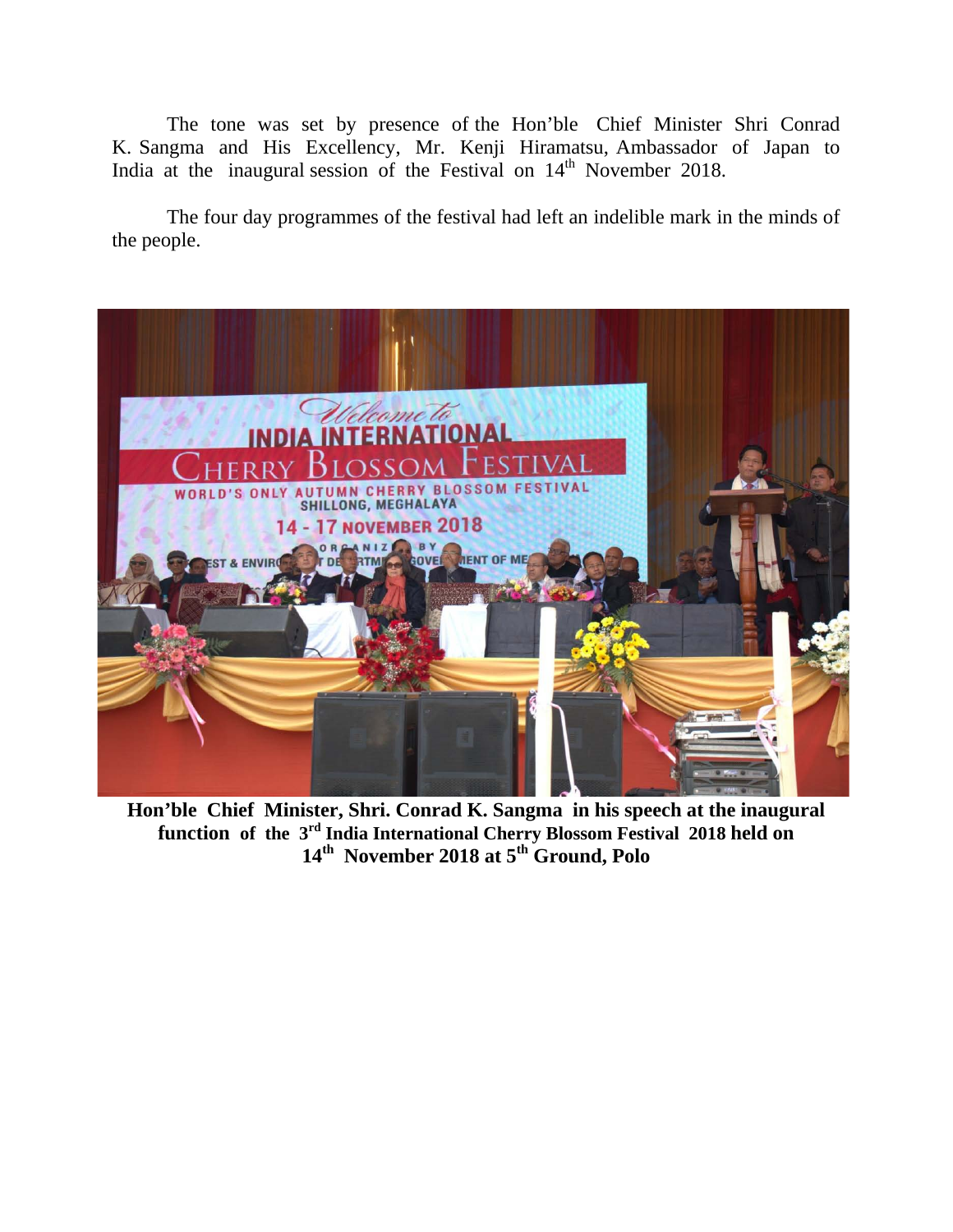The tone was set by presence of the Hon'ble Chief Minister Shri Conrad K. Sangma and His Excellency, Mr. Kenji Hiramatsu, Ambassador of Japan to India at the inaugural session of the Festival on 14th November 2018.

The four day programmes of the festival had left an indelible mark in the minds of the people.

**Hon'ble Chief Minister, Shri. Conrad K. Sangma in his speech at the inaugural function of the 3rd India International Cherry Blossom Festival 2018 held on 14th November 2018 at 5th Ground, Polo**